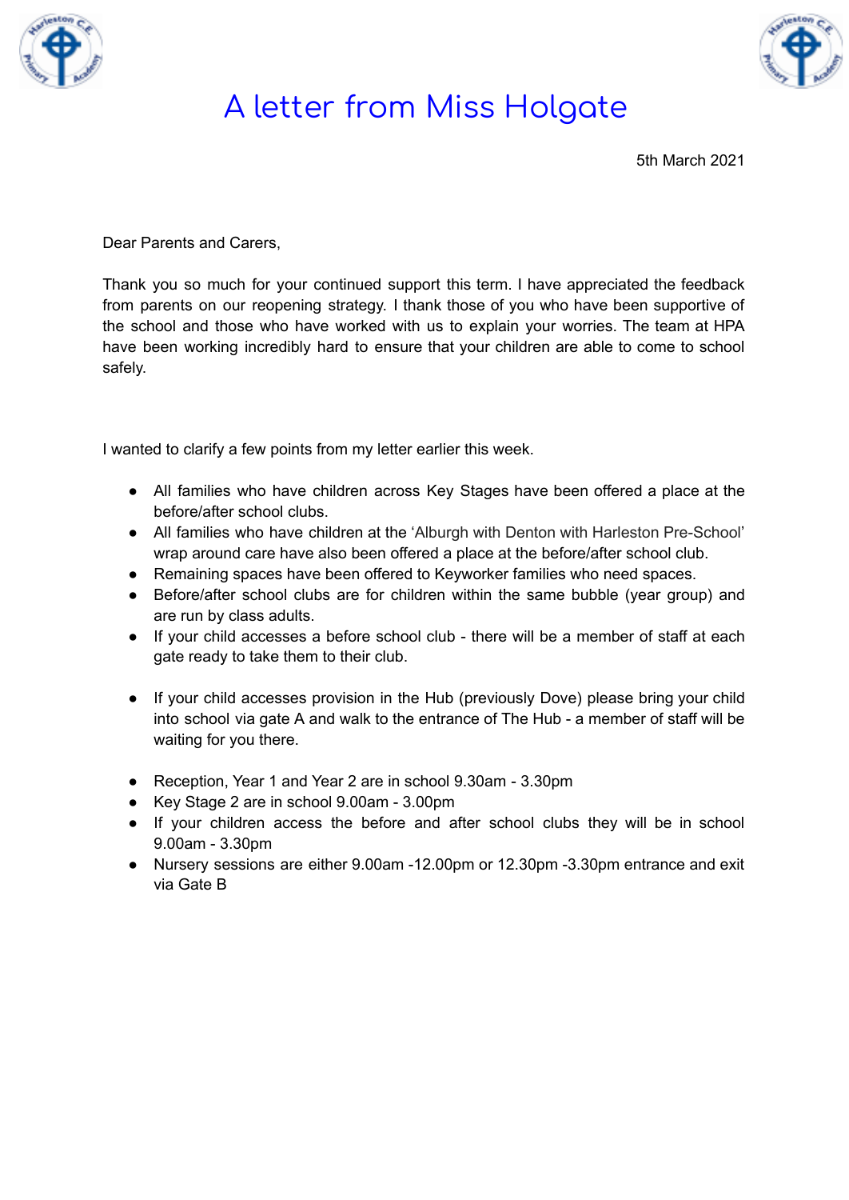# A letter from Miss Holgate

5th March 2021

Dear Parents and Carers,

Thank you so much for your continued support this term. I have appreciated the feedback from parents on our reopening strategy. I thank those of you who have been supportive of the school and those who have worked with us to explain your worries. The team at HPA have been working incredibly hard to ensure that your children are able to come to school safely.

I wanted to clarify a few points from my letter earlier this week.

- All families who have children across Key Stages have been offered a place at the before/after school clubs.
- All families who have children at the 'Alburgh with Denton with Harleston Pre-School' wrap around care have also been offered a place at the before/after school club.
- Remaining spaces have been offered to Keyworker families who need spaces.
- Before/after school clubs are for children within the same bubble (year group) and are run by class adults.
- If your child accesses a before school club - there will be a member of staff at each gate ready to take them to their club.

- If your child accesses provision in the Hub (previously Dove) please bring your child into school via gate A and walk to the entrance of The Hub - a member of staff will be waiting for you there.

- Reception, Year 1 and Year 2 are in school 9.30am - 3.30pm
- Key Stage 2 are in school 9.00am - 3.00pm
- If your children access the before and after school clubs they will be in school 9.00am - 3.30pm
- Nursery sessions are either 9.00am -12.00pm or 12.30pm -3.30pm entrance and exit via Gate B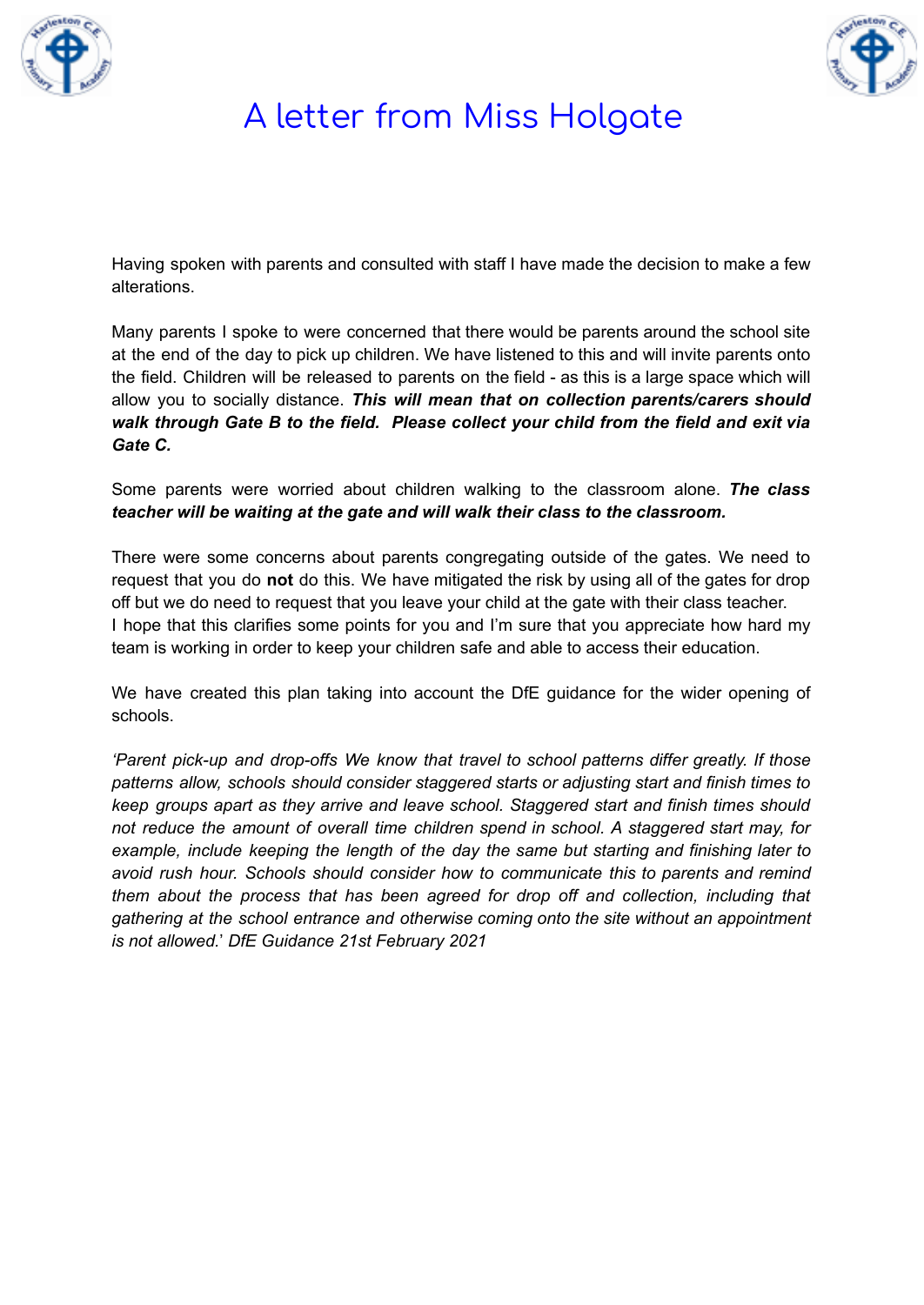# A letter from Miss Holgate

Having spoken with parents and consulted with staff I have made the decision to make a few alterations.

Many parents I spoke to were concerned that there would be parents around the school site at the end of the day to pick up children. We have listened to this and will invite parents onto the field. Children will be released to parents on the field - as this is a large space which will allow you to socially distance. ***This will mean that on collection parents/carers should walk through Gate B to the field. Please collect your child from the field and exit via Gate C.***

Some parents were worried about children walking to the classroom alone. ***The class teacher will be waiting at the gate and will walk their class to the classroom.***

There were some concerns about parents congregating outside of the gates. We need to request that you do **not** do this. We have mitigated the risk by using all of the gates for drop off but we do need to request that you leave your child at the gate with their class teacher.
I hope that this clarifies some points for you and I'm sure that you appreciate how hard my team is working in order to keep your children safe and able to access their education.

We have created this plan taking into account the DfE guidance for the wider opening of schools.

*'Parent pick-up and drop-offs We know that travel to school patterns differ greatly. If those patterns allow, schools should consider staggered starts or adjusting start and finish times to keep groups apart as they arrive and leave school. Staggered start and finish times should not reduce the amount of overall time children spend in school. A staggered start may, for example, include keeping the length of the day the same but starting and finishing later to avoid rush hour. Schools should consider how to communicate this to parents and remind them about the process that has been agreed for drop off and collection, including that gathering at the school entrance and otherwise coming onto the site without an appointment is not allowed.' DfE Guidance 21st February 2021*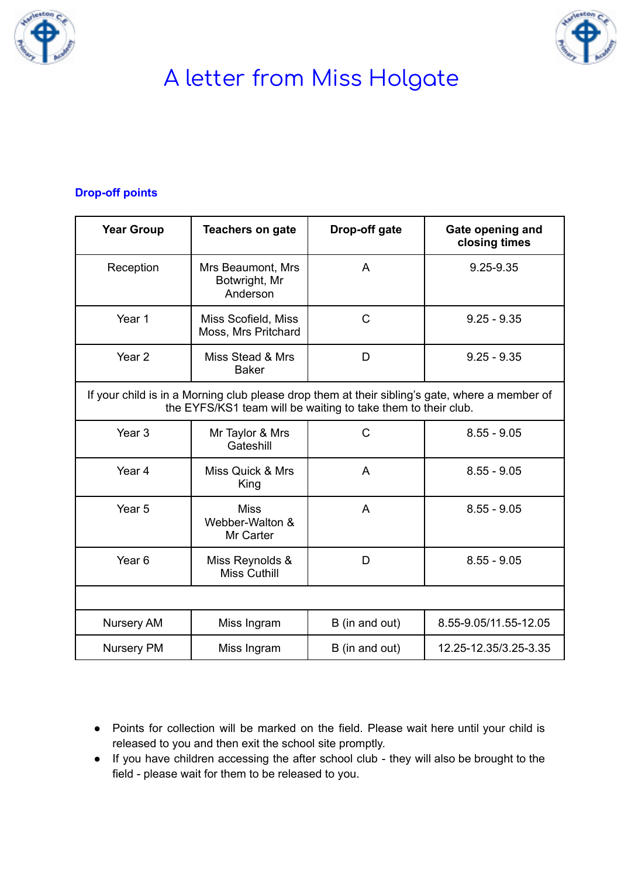# A letter from Miss Holgate

### Drop-off points

| Year Group | Teachers on gate | Drop-off gate | Gate opening and closing times |
| --- | --- | --- | --- |
| Reception | Mrs Beaumont, Mrs Botwright, Mr Anderson | A | 9.25-9.35 |
| Year 1 | Miss Scofield, Miss Moss, Mrs Pritchard | C | 9.25 - 9.35 |
| Year 2 | Miss Stead & Mrs Baker | D | 9.25 - 9.35 |
| If your child is in a Morning club please drop them at their sibling's gate, where a member of the EYFS/KS1 team will be waiting to take them to their club. | | | |
| Year 3 | Mr Taylor & Mrs Gateshill | C | 8.55 - 9.05 |
| Year 4 | Miss Quick & Mrs King | A | 8.55 - 9.05 |
| Year 5 | Miss Webber-Walton & Mr Carter | A | 8.55 - 9.05 |
| Year 6 | Miss Reynolds & Miss Cuthill | D | 8.55 - 9.05 |
| | | | |
| Nursery AM | Miss Ingram | B (in and out) | 8.55-9.05/11.55-12.05 |
| Nursery PM | Miss Ingram | B (in and out) | 12.25-12.35/3.25-3.35 |

- Points for collection will be marked on the field. Please wait here until your child is released to you and then exit the school site promptly.
- If you have children accessing the after school club - they will also be brought to the field - please wait for them to be released to you.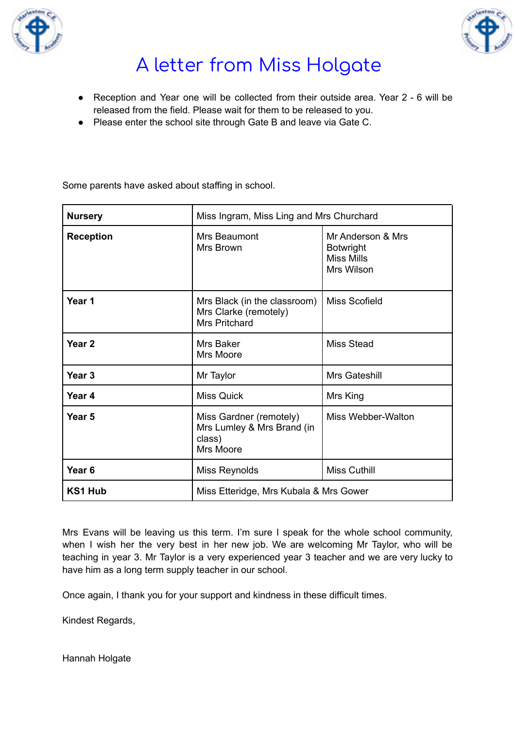# A letter from Miss Holgate

- Reception and Year one will be collected from their outside area. Year 2 - 6 will be released from the field. Please wait for them to be released to you.
- Please enter the school site through Gate B and leave via Gate C.

Some parents have asked about staffing in school.

| | | |
|---|---|---|
| **Nursery** | Miss Ingram, Miss Ling and Mrs Churchard | |
| **Reception** | Mrs Beaumont<br>Mrs Brown | Mr Anderson & Mrs Botwright<br>Miss Mills<br>Mrs Wilson |
| **Year 1** | Mrs Black (in the classroom)<br>Mrs Clarke (remotely)<br>Mrs Pritchard | Miss Scofield |
| **Year 2** | Mrs Baker<br>Mrs Moore | Miss Stead |
| **Year 3** | Mr Taylor | Mrs Gateshill |
| **Year 4** | Miss Quick | Mrs King |
| **Year 5** | Miss Gardner (remotely)<br>Mrs Lumley & Mrs Brand (in class)<br>Mrs Moore | Miss Webber-Walton |
| **Year 6** | Miss Reynolds | Miss Cuthill |
| **KS1 Hub** | Miss Etteridge, Mrs Kubala & Mrs Gower | |

Mrs Evans will be leaving us this term. I'm sure I speak for the whole school community, when I wish her the very best in her new job. We are welcoming Mr Taylor, who will be teaching in year 3. Mr Taylor is a very experienced year 3 teacher and we are very lucky to have him as a long term supply teacher in our school.

Once again, I thank you for your support and kindness in these difficult times.

Kindest Regards,

Hannah Holgate